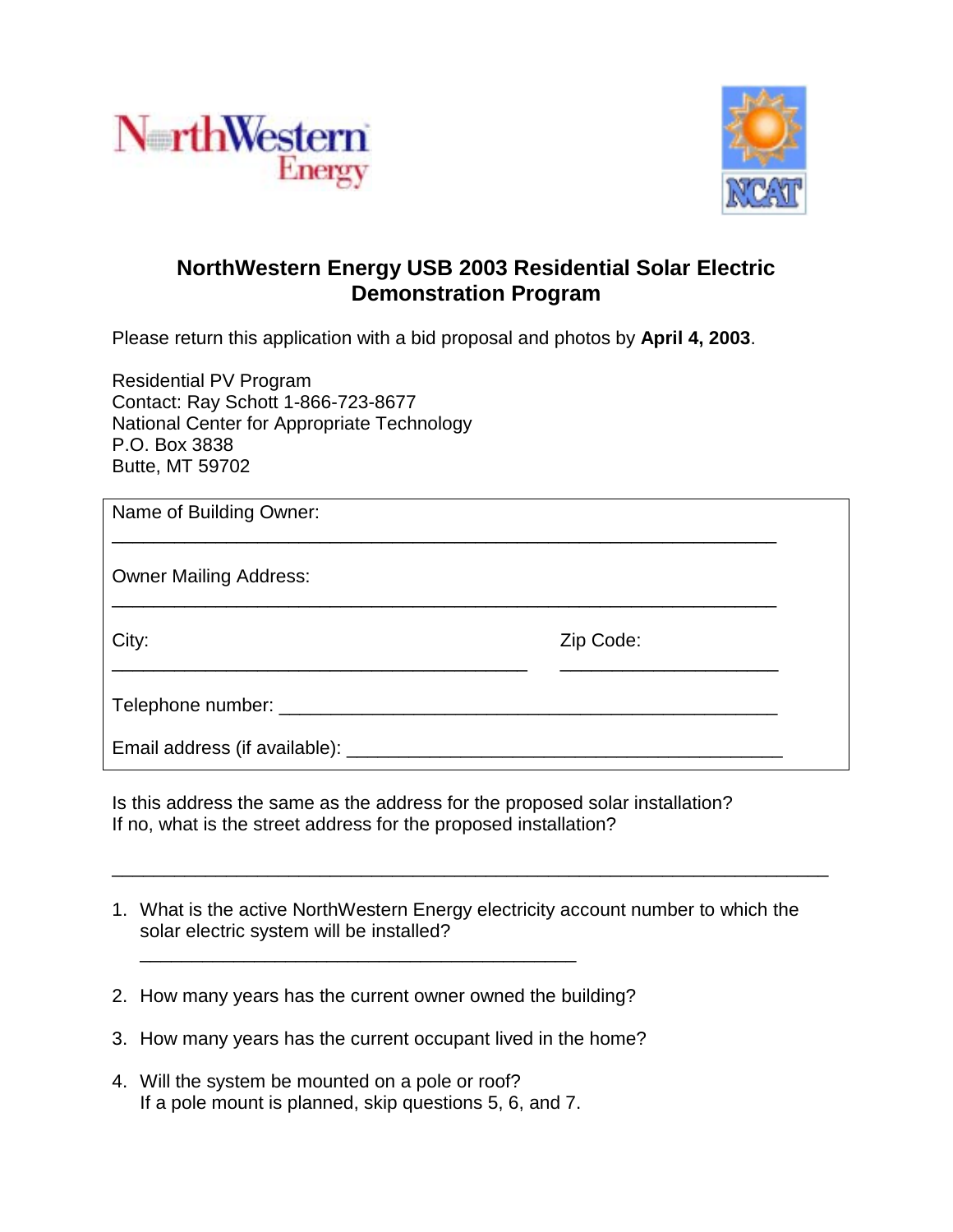# NorthWestern Energy USB 2003 Residential Solar Electric Demonstration Program

Please return this application with a bid proposal and photos by **April 4, 2003**.

Residential PV Program
Contact: Ray Schott 1-866-723-8677
National Center for Appropriate Technology
P.O. Box 3838
Butte, MT 59702

Name of Building Owner:

_______________________________________________________________

Owner Mailing Address:

_______________________________________________________________

City: _______________________________________ Zip Code: ____________________

Telephone number: ______________________________________________

Email address (if available): ____________________________________

Is this address the same as the address for the proposed solar installation?
If no, what is the street address for the proposed installation?

_______________________________________________________________

1. What is the active NorthWestern Energy electricity account number to which the solar electric system will be installed?

   ___________________________________________

2. How many years has the current owner owned the building?

3. How many years has the current occupant lived in the home?

4. Will the system be mounted on a pole or roof?
   If a pole mount is planned, skip questions 5, 6, and 7.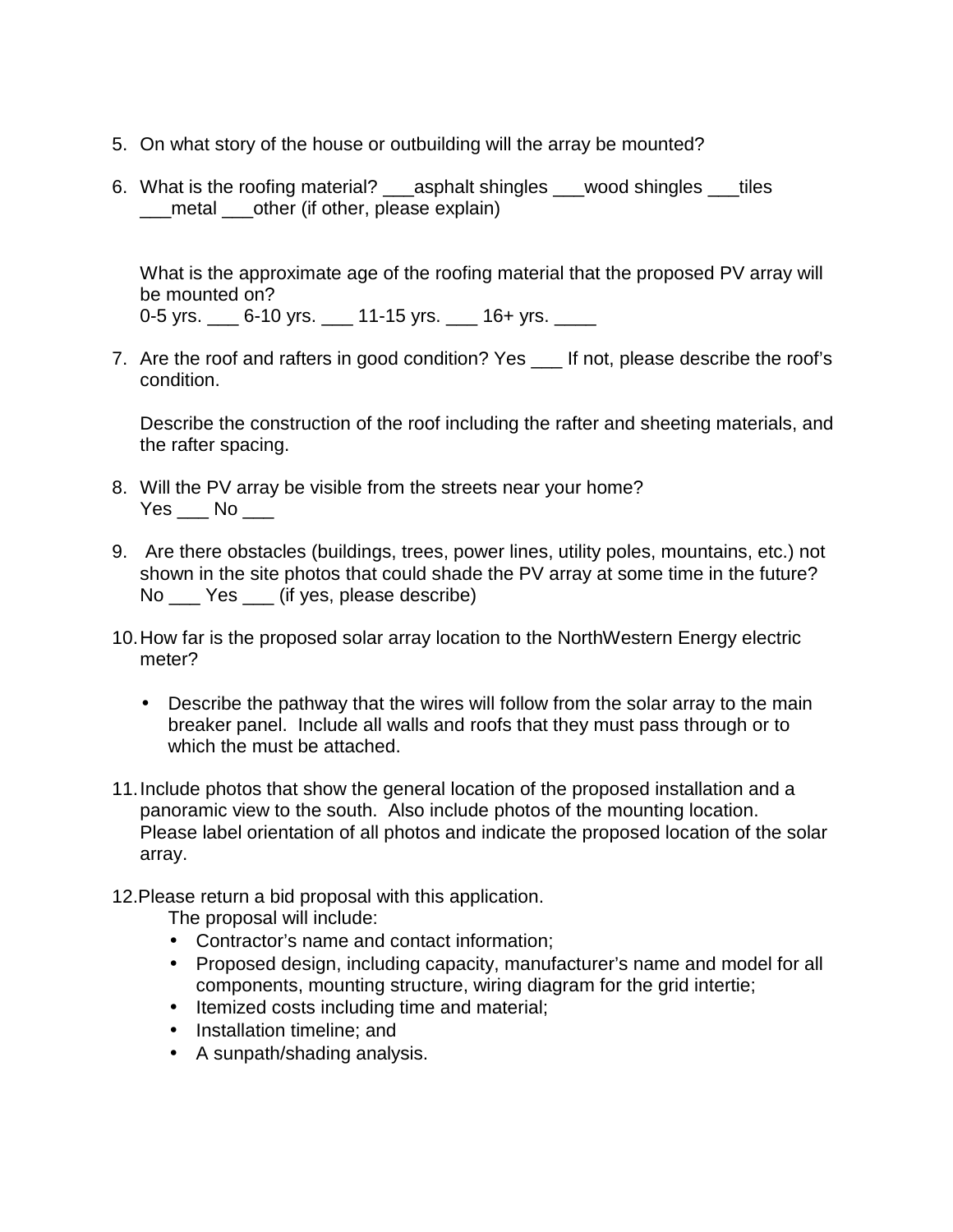5. On what story of the house or outbuilding will the array be mounted?

6. What is the roofing material? ___asphalt shingles ___wood shingles ___tiles ___metal ___other (if other, please explain)

   What is the approximate age of the roofing material that the proposed PV array will be mounted on?
   0-5 yrs. ___ 6-10 yrs. ___ 11-15 yrs. ___ 16+ yrs. ____

7. Are the roof and rafters in good condition? Yes ___ If not, please describe the roof's condition.

   Describe the construction of the roof including the rafter and sheeting materials, and the rafter spacing.

8. Will the PV array be visible from the streets near your home?
   Yes ___ No ___

9. Are there obstacles (buildings, trees, power lines, utility poles, mountains, etc.) not shown in the site photos that could shade the PV array at some time in the future?
   No ___ Yes ___ (if yes, please describe)

10. How far is the proposed solar array location to the NorthWestern Energy electric meter?

    - Describe the pathway that the wires will follow from the solar array to the main breaker panel. Include all walls and roofs that they must pass through or to which the must be attached.

11. Include photos that show the general location of the proposed installation and a panoramic view to the south. Also include photos of the mounting location. Please label orientation of all photos and indicate the proposed location of the solar array.

12. Please return a bid proposal with this application.
    The proposal will include:
    - Contractor's name and contact information;
    - Proposed design, including capacity, manufacturer's name and model for all components, mounting structure, wiring diagram for the grid intertie;
    - Itemized costs including time and material;
    - Installation timeline; and
    - A sunpath/shading analysis.